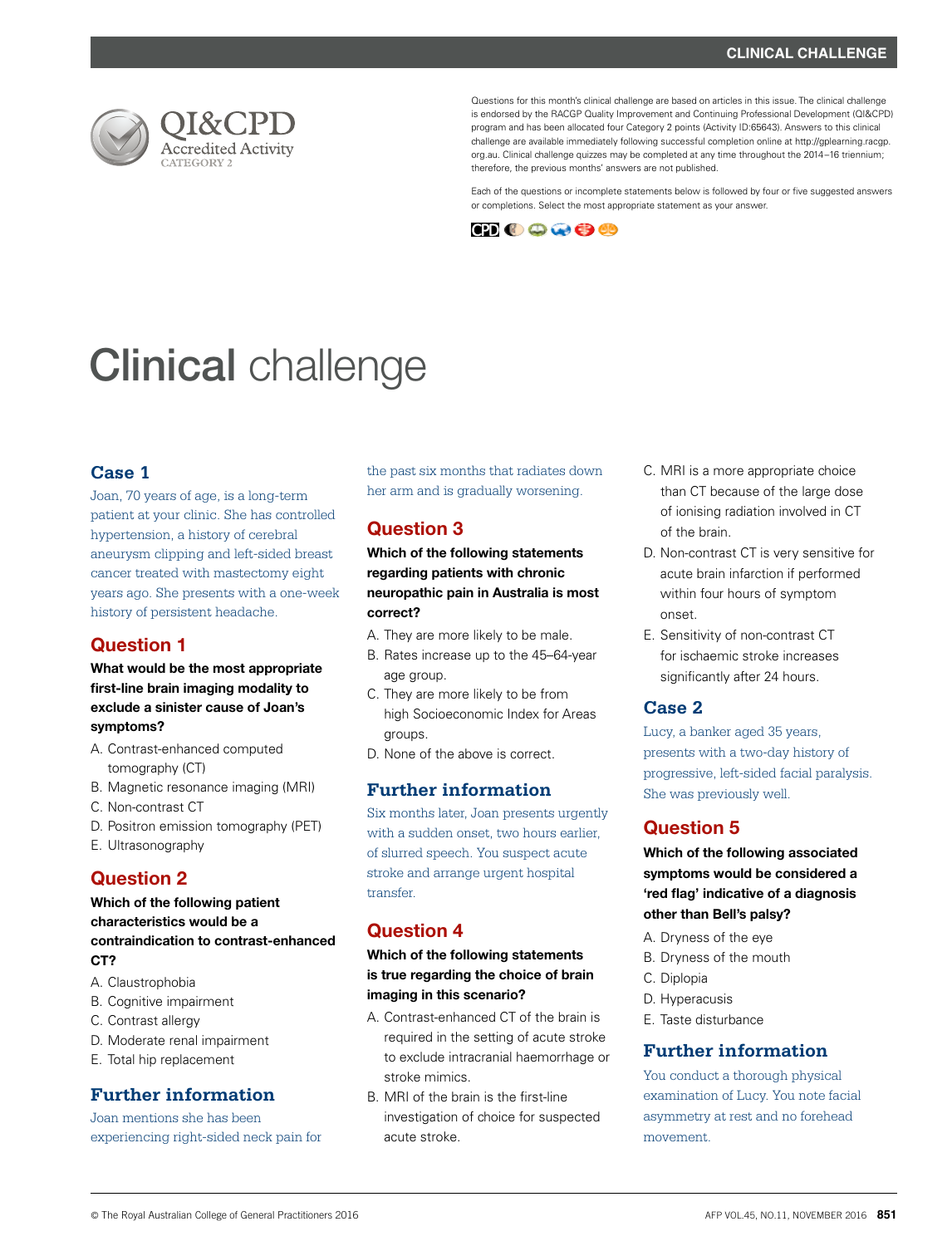Questions for this month's clinical challenge are based on articles in this issue. The clinical challenge is endorsed by the RACGP Quality Improvement and Continuing Professional Development (QI&CPD) program and has been allocated four Category 2 points (Activity ID:65643). Answers to this clinical challenge are available immediately following successful completion online at http://gplearning.racgp.org.au. Clinical challenge quizzes may be completed at any time throughout the 2014–16 triennium; therefore, the previous months' answers are not published.

Each of the questions or incomplete statements below is followed by four or five suggested answers or completions. Select the most appropriate statement as your answer.

# Clinical challenge

## Case 1

Joan, 70 years of age, is a long-term patient at your clinic. She has controlled hypertension, a history of cerebral aneurysm clipping and left-sided breast cancer treated with mastectomy eight years ago. She presents with a one-week history of persistent headache.

### Question 1

**What would be the most appropriate first-line brain imaging modality to exclude a sinister cause of Joan's symptoms?**

A. Contrast-enhanced computed tomography (CT)
B. Magnetic resonance imaging (MRI)
C. Non-contrast CT
D. Positron emission tomography (PET)
E. Ultrasonography

### Question 2

**Which of the following patient characteristics would be a contraindication to contrast-enhanced CT?**

A. Claustrophobia
B. Cognitive impairment
C. Contrast allergy
D. Moderate renal impairment
E. Total hip replacement

### Further information

Joan mentions she has been experiencing right-sided neck pain for the past six months that radiates down her arm and is gradually worsening.

### Question 3

**Which of the following statements regarding patients with chronic neuropathic pain in Australia is most correct?**

A. They are more likely to be male.
B. Rates increase up to the 45–64-year age group.
C. They are more likely to be from high Socioeconomic Index for Areas groups.
D. None of the above is correct.

### Further information

Six months later, Joan presents urgently with a sudden onset, two hours earlier, of slurred speech. You suspect acute stroke and arrange urgent hospital transfer.

### Question 4

**Which of the following statements is true regarding the choice of brain imaging in this scenario?**

A. Contrast-enhanced CT of the brain is required in the setting of acute stroke to exclude intracranial haemorrhage or stroke mimics.
B. MRI of the brain is the first-line investigation of choice for suspected acute stroke.
C. MRI is a more appropriate choice than CT because of the large dose of ionising radiation involved in CT of the brain.
D. Non-contrast CT is very sensitive for acute brain infarction if performed within four hours of symptom onset.
E. Sensitivity of non-contrast CT for ischaemic stroke increases significantly after 24 hours.

## Case 2

Lucy, a banker aged 35 years, presents with a two-day history of progressive, left-sided facial paralysis. She was previously well.

### Question 5

**Which of the following associated symptoms would be considered a 'red flag' indicative of a diagnosis other than Bell's palsy?**

A. Dryness of the eye
B. Dryness of the mouth
C. Diplopia
D. Hyperacusis
E. Taste disturbance

### Further information

You conduct a thorough physical examination of Lucy. You note facial asymmetry at rest and no forehead movement.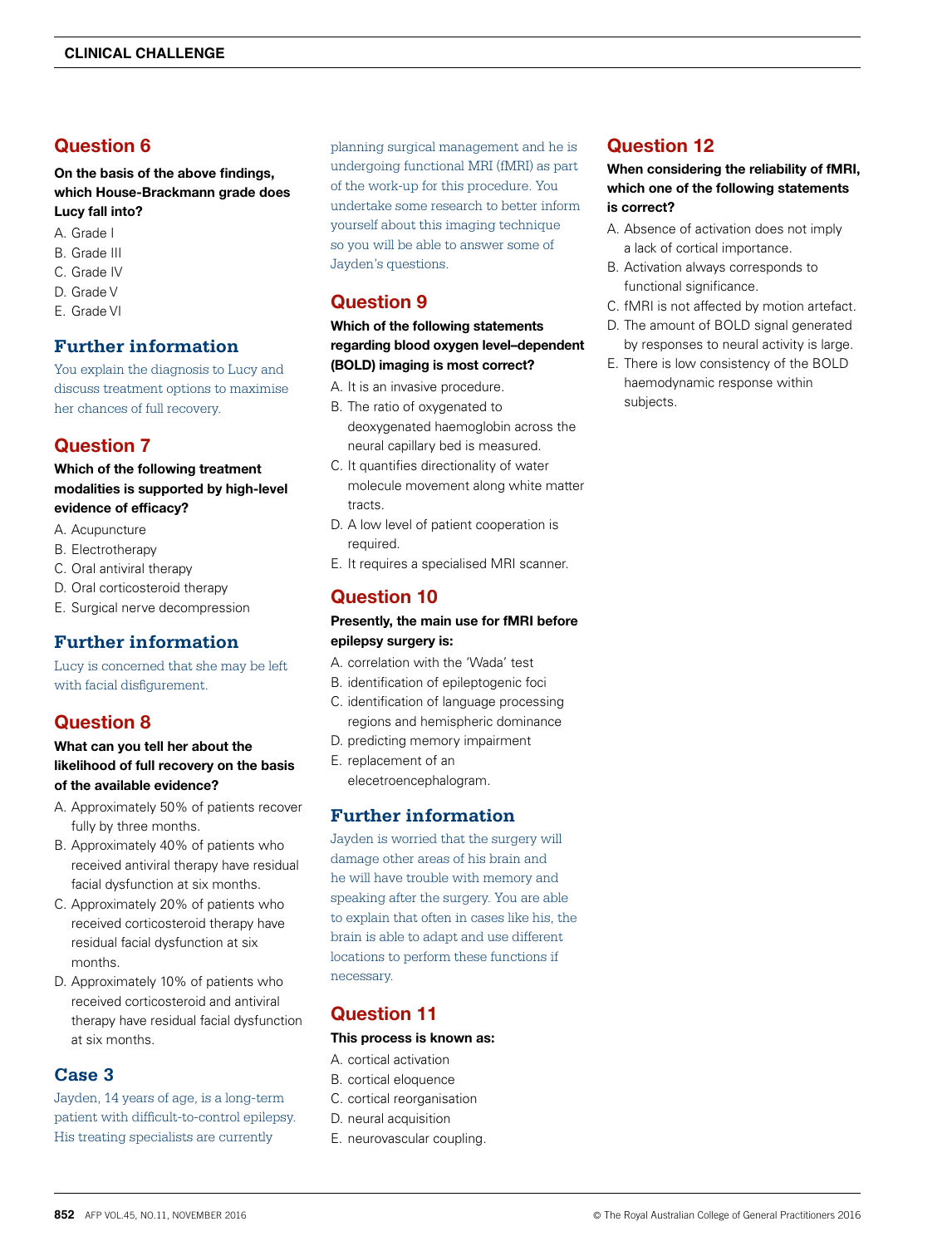## Question 6

**On the basis of the above findings, which House-Brackmann grade does Lucy fall into?**

A. Grade I
B. Grade III
C. Grade IV
D. Grade V
E. Grade VI

### Further information

You explain the diagnosis to Lucy and discuss treatment options to maximise her chances of full recovery.

## Question 7

**Which of the following treatment modalities is supported by high-level evidence of efficacy?**

A. Acupuncture
B. Electrotherapy
C. Oral antiviral therapy
D. Oral corticosteroid therapy
E. Surgical nerve decompression

### Further information

Lucy is concerned that she may be left with facial disfigurement.

## Question 8

**What can you tell her about the likelihood of full recovery on the basis of the available evidence?**

A. Approximately 50% of patients recover fully by three months.
B. Approximately 40% of patients who received antiviral therapy have residual facial dysfunction at six months.
C. Approximately 20% of patients who received corticosteroid therapy have residual facial dysfunction at six months.
D. Approximately 10% of patients who received corticosteroid and antiviral therapy have residual facial dysfunction at six months.

## Case 3

Jayden, 14 years of age, is a long-term patient with difficult-to-control epilepsy. His treating specialists are currently planning surgical management and he is undergoing functional MRI (fMRI) as part of the work-up for this procedure. You undertake some research to better inform yourself about this imaging technique so you will be able to answer some of Jayden's questions.

## Question 9

**Which of the following statements regarding blood oxygen level–dependent (BOLD) imaging is most correct?**

A. It is an invasive procedure.
B. The ratio of oxygenated to deoxygenated haemoglobin across the neural capillary bed is measured.
C. It quantifies directionality of water molecule movement along white matter tracts.
D. A low level of patient cooperation is required.
E. It requires a specialised MRI scanner.

## Question 10

**Presently, the main use for fMRI before epilepsy surgery is:**

A. correlation with the 'Wada' test
B. identification of epileptogenic foci
C. identification of language processing regions and hemispheric dominance
D. predicting memory impairment
E. replacement of an electroencephalogram.

### Further information

Jayden is worried that the surgery will damage other areas of his brain and he will have trouble with memory and speaking after the surgery. You are able to explain that often in cases like his, the brain is able to adapt and use different locations to perform these functions if necessary.

## Question 11

**This process is known as:**

A. cortical activation
B. cortical eloquence
C. cortical reorganisation
D. neural acquisition
E. neurovascular coupling.

## Question 12

**When considering the reliability of fMRI, which one of the following statements is correct?**

A. Absence of activation does not imply a lack of cortical importance.
B. Activation always corresponds to functional significance.
C. fMRI is not affected by motion artefact.
D. The amount of BOLD signal generated by responses to neural activity is large.
E. There is low consistency of the BOLD haemodynamic response within subjects.